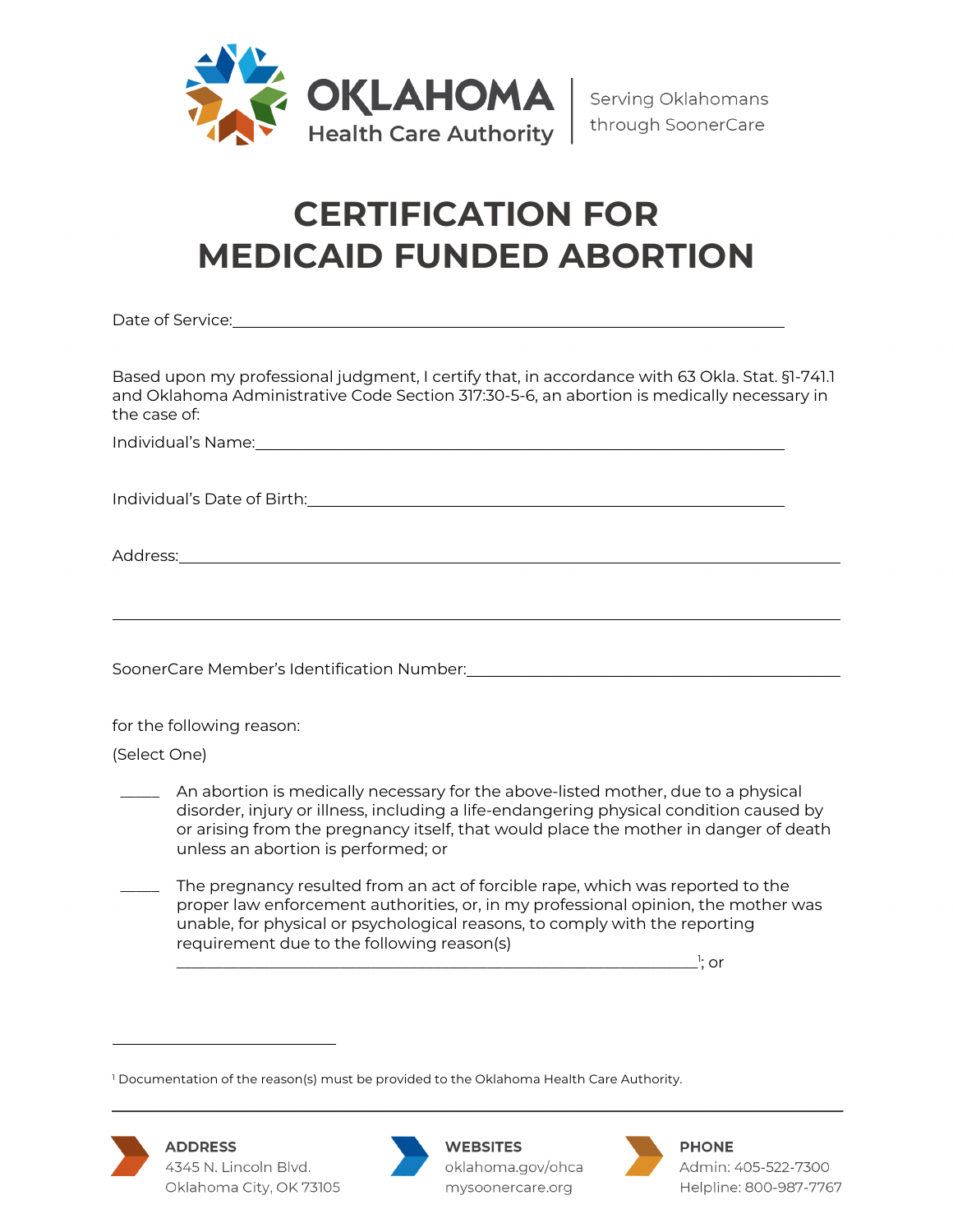OKLAHOMA Health Care Authority | Serving Oklahomans through SoonerCare

# CERTIFICATION FOR MEDICAID FUNDED ABORTION

Date of Service:______________________________________________

Based upon my professional judgment, I certify that, in accordance with 63 Okla. Stat. §1-741.1 and Oklahoma Administrative Code Section 317:30-5-6, an abortion is medically necessary in the case of:

Individual's Name:______________________________________________

Individual's Date of Birth:______________________________________________

Address:______________________________________________

______________________________________________

SoonerCare Member's Identification Number:______________________________________________

for the following reason:

(Select One)

_____ An abortion is medically necessary for the above-listed mother, due to a physical disorder, injury or illness, including a life-endangering physical condition caused by or arising from the pregnancy itself, that would place the mother in danger of death unless an abortion is performed; or

_____ The pregnancy resulted from an act of forcible rape, which was reported to the proper law enforcement authorities, or, in my professional opinion, the mother was unable, for physical or psychological reasons, to comply with the reporting requirement due to the following reason(s) ______________________________________________[1]; or

[1] Documentation of the reason(s) must be provided to the Oklahoma Health Care Authority.

**ADDRESS**
4345 N. Lincoln Blvd.
Oklahoma City, OK 73105

**WEBSITES**
oklahoma.gov/ohca
mysoonercare.org

**PHONE**
Admin: 405-522-7300
Helpline: 800-987-7767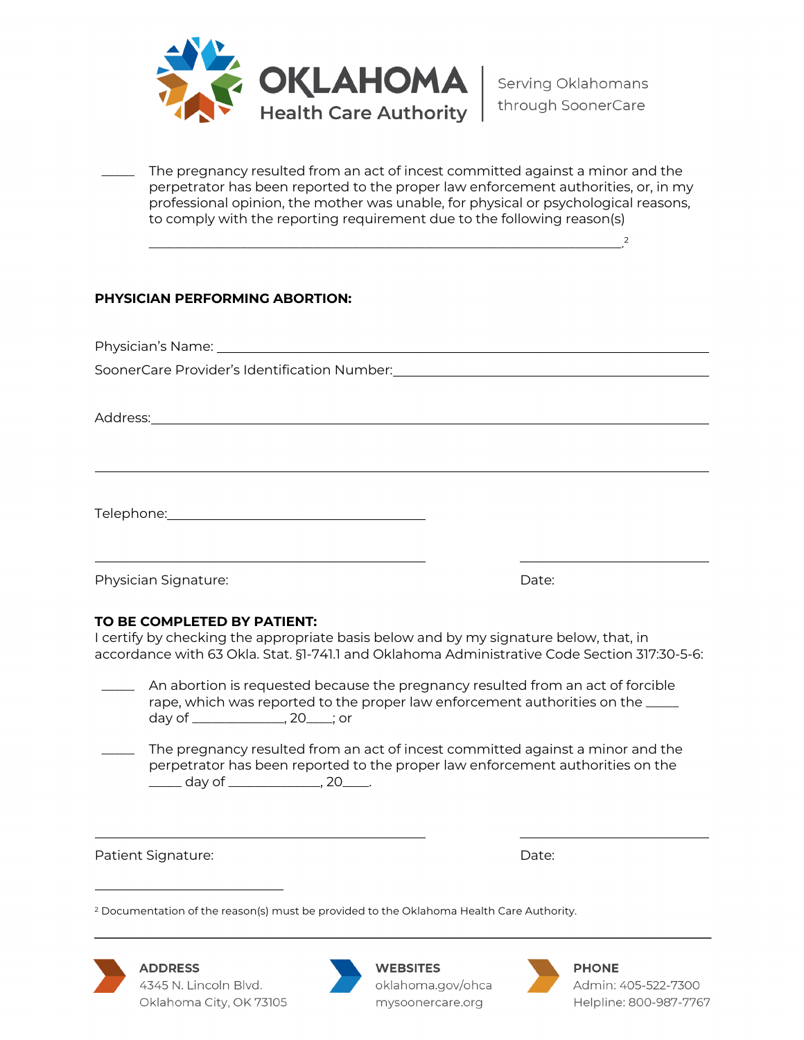**Serving Oklahomans through SoonerCare**

_____ The pregnancy resulted from an act of incest committed against a minor and the perpetrator has been reported to the proper law enforcement authorities, or, in my professional opinion, the mother was unable, for physical or psychological reasons, to comply with the reporting requirement due to the following reason(s)

________________________________________________________________.[2]

**PHYSICIAN PERFORMING ABORTION:**

Physician's Name: ________________________________________________

SoonerCare Provider's Identification Number: ______________________________

Address: ________________________________________________

________________________________________________

Telephone: ______________________________

______________________________ ______________________

Physician Signature: Date:

**TO BE COMPLETED BY PATIENT:**

I certify by checking the appropriate basis below and by my signature below, that, in accordance with 63 Okla. Stat. §1-741.1 and Oklahoma Administrative Code Section 317:30-5-6:

_____ An abortion is requested because the pregnancy resulted from an act of forcible rape, which was reported to the proper law enforcement authorities on the _____ day of ______________, 20____; or

_____ The pregnancy resulted from an act of incest committed against a minor and the perpetrator has been reported to the proper law enforcement authorities on the _____ day of ______________, 20____.

______________________________ ______________________

Patient Signature: Date:

[2] Documentation of the reason(s) must be provided to the Oklahoma Health Care Authority.

**ADDRESS**
4345 N. Lincoln Blvd.
Oklahoma City, OK 73105

**WEBSITES**
oklahoma.gov/ohca
mysoonercare.org

**PHONE**
Admin: 405-522-7300
Helpline: 800-987-7767